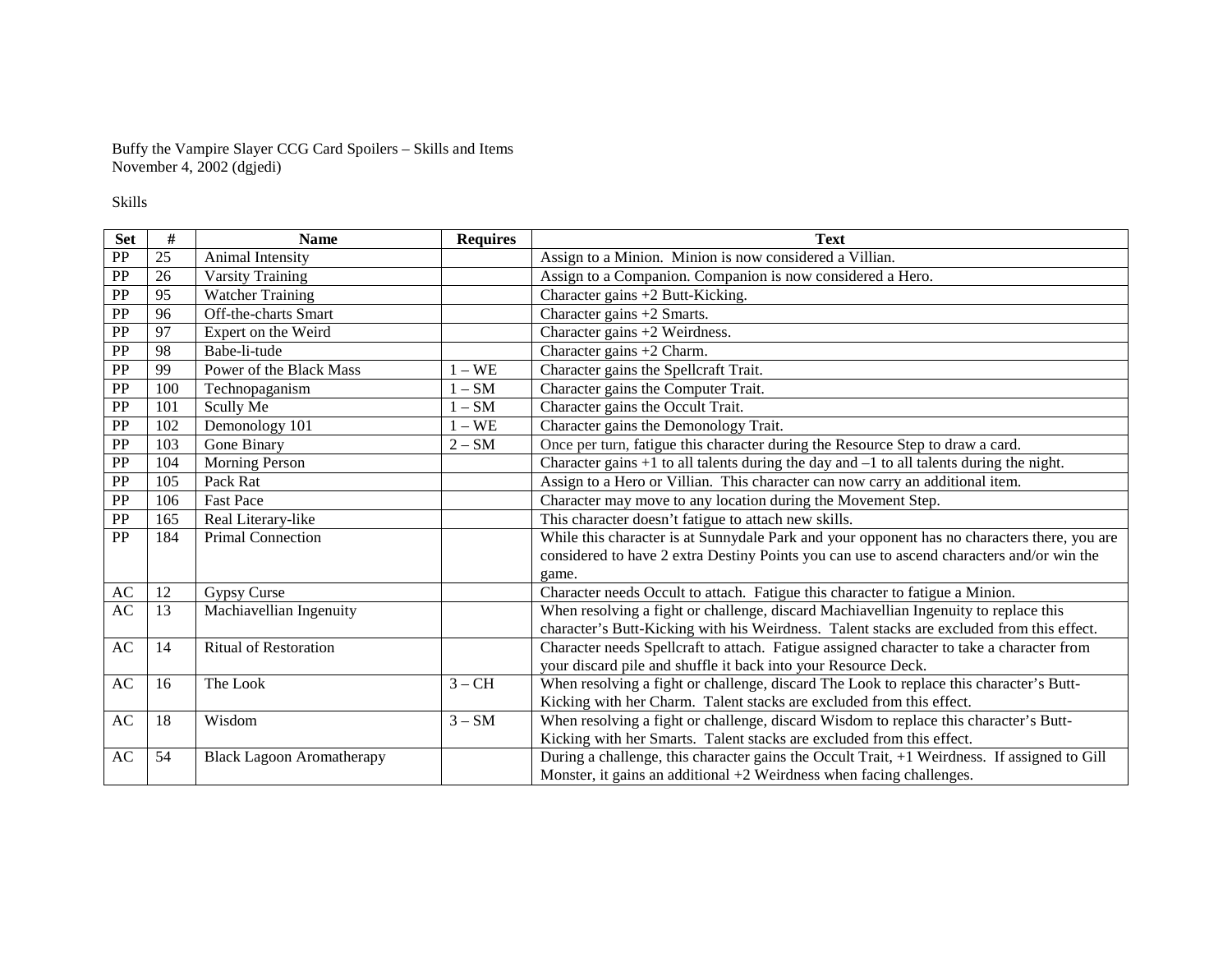Buffy the Vampire Slayer CCG Card Spoilers – Skills and Items
November 4, 2002 (dgjedi)

Skills

| Set | # | Name | Requires | Text |
|---|---|---|---|---|
| PP | 25 | Animal Intensity | | Assign to a Minion. Minion is now considered a Villian. |
| PP | 26 | Varsity Training | | Assign to a Companion. Companion is now considered a Hero. |
| PP | 95 | Watcher Training | | Character gains +2 Butt-Kicking. |
| PP | 96 | Off-the-charts Smart | | Character gains +2 Smarts. |
| PP | 97 | Expert on the Weird | | Character gains +2 Weirdness. |
| PP | 98 | Babe-li-tude | | Character gains +2 Charm. |
| PP | 99 | Power of the Black Mass | 1 – WE | Character gains the Spellcraft Trait. |
| PP | 100 | Technopaganism | 1 – SM | Character gains the Computer Trait. |
| PP | 101 | Scully Me | 1 – SM | Character gains the Occult Trait. |
| PP | 102 | Demonology 101 | 1 – WE | Character gains the Demonology Trait. |
| PP | 103 | Gone Binary | 2 – SM | Once per turn, fatigue this character during the Resource Step to draw a card. |
| PP | 104 | Morning Person | | Character gains +1 to all talents during the day and –1 to all talents during the night. |
| PP | 105 | Pack Rat | | Assign to a Hero or Villian. This character can now carry an additional item. |
| PP | 106 | Fast Pace | | Character may move to any location during the Movement Step. |
| PP | 165 | Real Literary-like | | This character doesn't fatigue to attach new skills. |
| PP | 184 | Primal Connection | | While this character is at Sunnydale Park and your opponent has no characters there, you are considered to have 2 extra Destiny Points you can use to ascend characters and/or win the game. |
| AC | 12 | Gypsy Curse | | Character needs Occult to attach. Fatigue this character to fatigue a Minion. |
| AC | 13 | Machiavellian Ingenuity | | When resolving a fight or challenge, discard Machiavellian Ingenuity to replace this character's Butt-Kicking with his Weirdness. Talent stacks are excluded from this effect. |
| AC | 14 | Ritual of Restoration | | Character needs Spellcraft to attach. Fatigue assigned character to take a character from your discard pile and shuffle it back into your Resource Deck. |
| AC | 16 | The Look | 3 – CH | When resolving a fight or challenge, discard The Look to replace this character's Butt-Kicking with her Charm. Talent stacks are excluded from this effect. |
| AC | 18 | Wisdom | 3 – SM | When resolving a fight or challenge, discard Wisdom to replace this character's Butt-Kicking with her Smarts. Talent stacks are excluded from this effect. |
| AC | 54 | Black Lagoon Aromatherapy | | During a challenge, this character gains the Occult Trait, +1 Weirdness. If assigned to Gill Monster, it gains an additional +2 Weirdness when facing challenges. |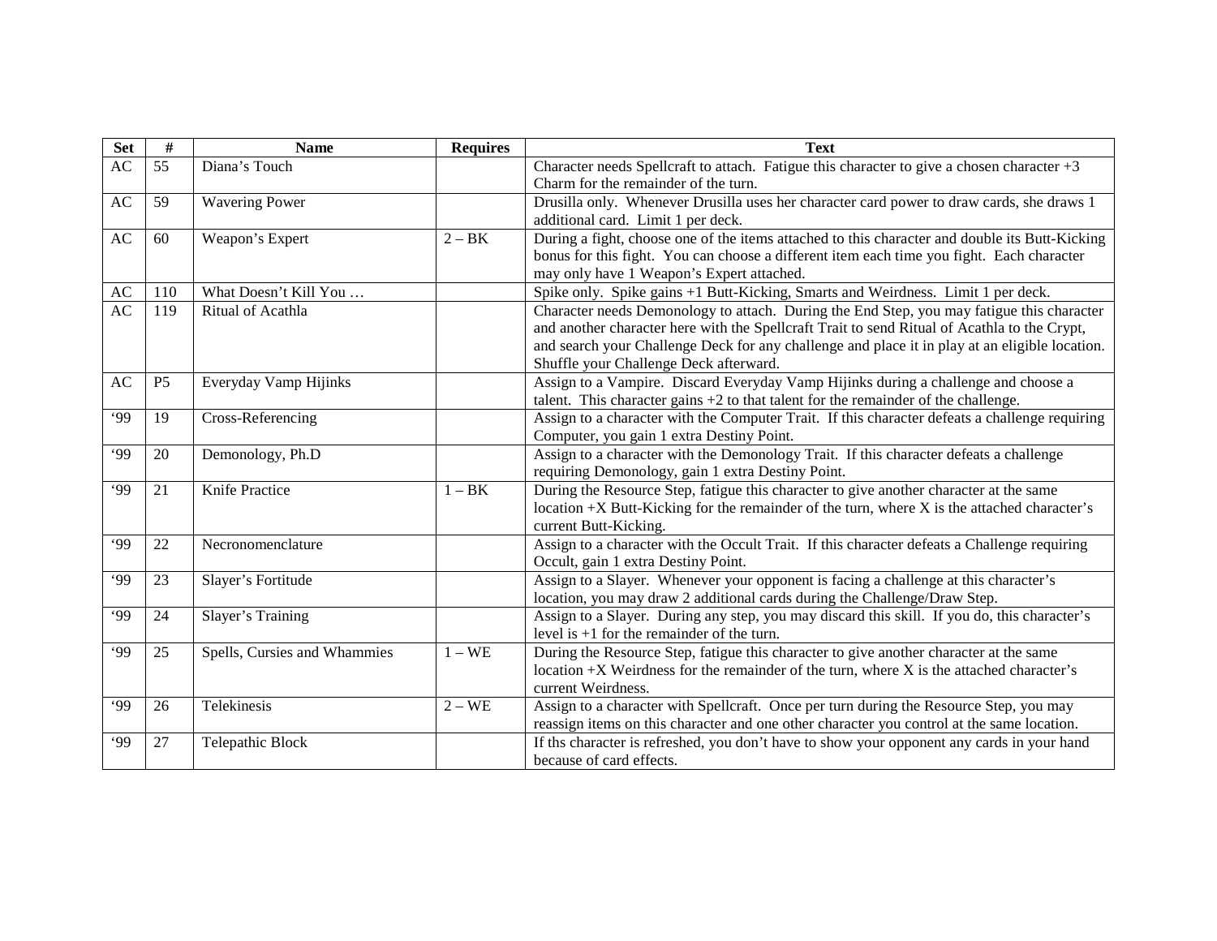| Set | # | Name | Requires | Text |
|---|---|---|---|---|
| AC | 55 | Diana’s Touch | | Character needs Spellcraft to attach. Fatigue this character to give a chosen character +3 Charm for the remainder of the turn. |
| AC | 59 | Wavering Power | | Drusilla only. Whenever Drusilla uses her character card power to draw cards, she draws 1 additional card. Limit 1 per deck. |
| AC | 60 | Weapon’s Expert | 2 – BK | During a fight, choose one of the items attached to this character and double its Butt-Kicking bonus for this fight. You can choose a different item each time you fight. Each character may only have 1 Weapon’s Expert attached. |
| AC | 110 | What Doesn’t Kill You … | | Spike only. Spike gains +1 Butt-Kicking, Smarts and Weirdness. Limit 1 per deck. |
| AC | 119 | Ritual of Acathla | | Character needs Demonology to attach. During the End Step, you may fatigue this character and another character here with the Spellcraft Trait to send Ritual of Acathla to the Crypt, and search your Challenge Deck for any challenge and place it in play at an eligible location. Shuffle your Challenge Deck afterward. |
| AC | P5 | Everyday Vamp Hijinks | | Assign to a Vampire. Discard Everyday Vamp Hijinks during a challenge and choose a talent. This character gains +2 to that talent for the remainder of the challenge. |
| ‘99 | 19 | Cross-Referencing | | Assign to a character with the Computer Trait. If this character defeats a challenge requiring Computer, you gain 1 extra Destiny Point. |
| ‘99 | 20 | Demonology, Ph.D | | Assign to a character with the Demonology Trait. If this character defeats a challenge requiring Demonology, gain 1 extra Destiny Point. |
| ‘99 | 21 | Knife Practice | 1 – BK | During the Resource Step, fatigue this character to give another character at the same location +X Butt-Kicking for the remainder of the turn, where X is the attached character’s current Butt-Kicking. |
| ‘99 | 22 | Necronomenclature | | Assign to a character with the Occult Trait. If this character defeats a Challenge requiring Occult, gain 1 extra Destiny Point. |
| ‘99 | 23 | Slayer’s Fortitude | | Assign to a Slayer. Whenever your opponent is facing a challenge at this character’s location, you may draw 2 additional cards during the Challenge/Draw Step. |
| ‘99 | 24 | Slayer’s Training | | Assign to a Slayer. During any step, you may discard this skill. If you do, this character’s level is +1 for the remainder of the turn. |
| ‘99 | 25 | Spells, Cursies and Whammies | 1 – WE | During the Resource Step, fatigue this character to give another character at the same location +X Weirdness for the remainder of the turn, where X is the attached character’s current Weirdness. |
| ‘99 | 26 | Telekinesis | 2 – WE | Assign to a character with Spellcraft. Once per turn during the Resource Step, you may reassign items on this character and one other character you control at the same location. |
| ‘99 | 27 | Telepathic Block | | If ths character is refreshed, you don’t have to show your opponent any cards in your hand because of card effects. |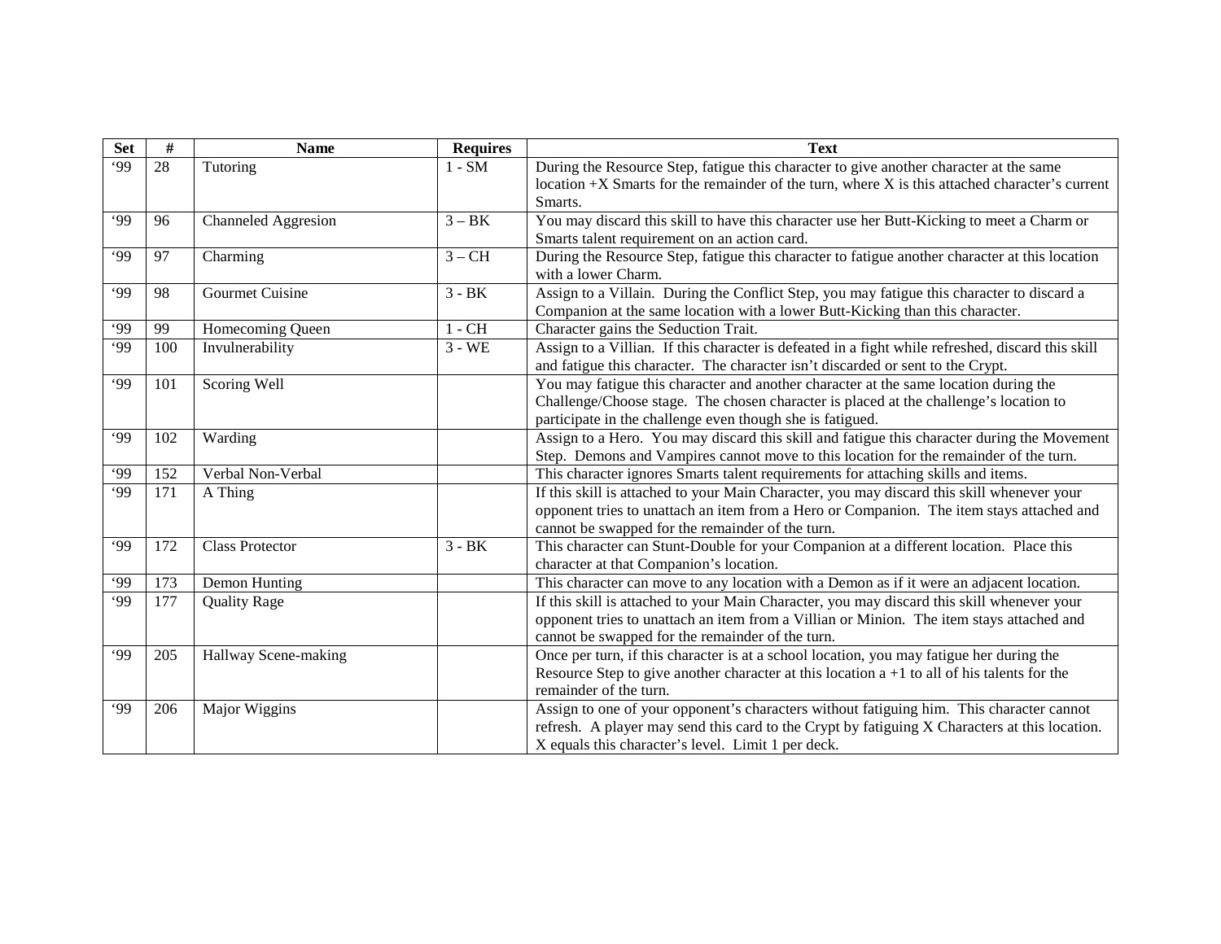| Set | # | Name | Requires | Text |
|---|---|---|---|---|
| '99 | 28 | Tutoring | 1 - SM | During the Resource Step, fatigue this character to give another character at the same location +X Smarts for the remainder of the turn, where X is this attached character's current Smarts. |
| '99 | 96 | Channeled Aggresion | 3 – BK | You may discard this skill to have this character use her Butt-Kicking to meet a Charm or Smarts talent requirement on an action card. |
| '99 | 97 | Charming | 3 – CH | During the Resource Step, fatigue this character to fatigue another character at this location with a lower Charm. |
| '99 | 98 | Gourmet Cuisine | 3 - BK | Assign to a Villain. During the Conflict Step, you may fatigue this character to discard a Companion at the same location with a lower Butt-Kicking than this character. |
| '99 | 99 | Homecoming Queen | 1 - CH | Character gains the Seduction Trait. |
| '99 | 100 | Invulnerability | 3 - WE | Assign to a Villian. If this character is defeated in a fight while refreshed, discard this skill and fatigue this character. The character isn't discarded or sent to the Crypt. |
| '99 | 101 | Scoring Well | | You may fatigue this character and another character at the same location during the Challenge/Choose stage. The chosen character is placed at the challenge's location to participate in the challenge even though she is fatigued. |
| '99 | 102 | Warding | | Assign to a Hero. You may discard this skill and fatigue this character during the Movement Step. Demons and Vampires cannot move to this location for the remainder of the turn. |
| '99 | 152 | Verbal Non-Verbal | | This character ignores Smarts talent requirements for attaching skills and items. |
| '99 | 171 | A Thing | | If this skill is attached to your Main Character, you may discard this skill whenever your opponent tries to unattach an item from a Hero or Companion. The item stays attached and cannot be swapped for the remainder of the turn. |
| '99 | 172 | Class Protector | 3 - BK | This character can Stunt-Double for your Companion at a different location. Place this character at that Companion's location. |
| '99 | 173 | Demon Hunting | | This character can move to any location with a Demon as if it were an adjacent location. |
| '99 | 177 | Quality Rage | | If this skill is attached to your Main Character, you may discard this skill whenever your opponent tries to unattach an item from a Villian or Minion. The item stays attached and cannot be swapped for the remainder of the turn. |
| '99 | 205 | Hallway Scene-making | | Once per turn, if this character is at a school location, you may fatigue her during the Resource Step to give another character at this location a +1 to all of his talents for the remainder of the turn. |
| '99 | 206 | Major Wiggins | | Assign to one of your opponent's characters without fatiguing him. This character cannot refresh. A player may send this card to the Crypt by fatiguing X Characters at this location. X equals this character's level. Limit 1 per deck. |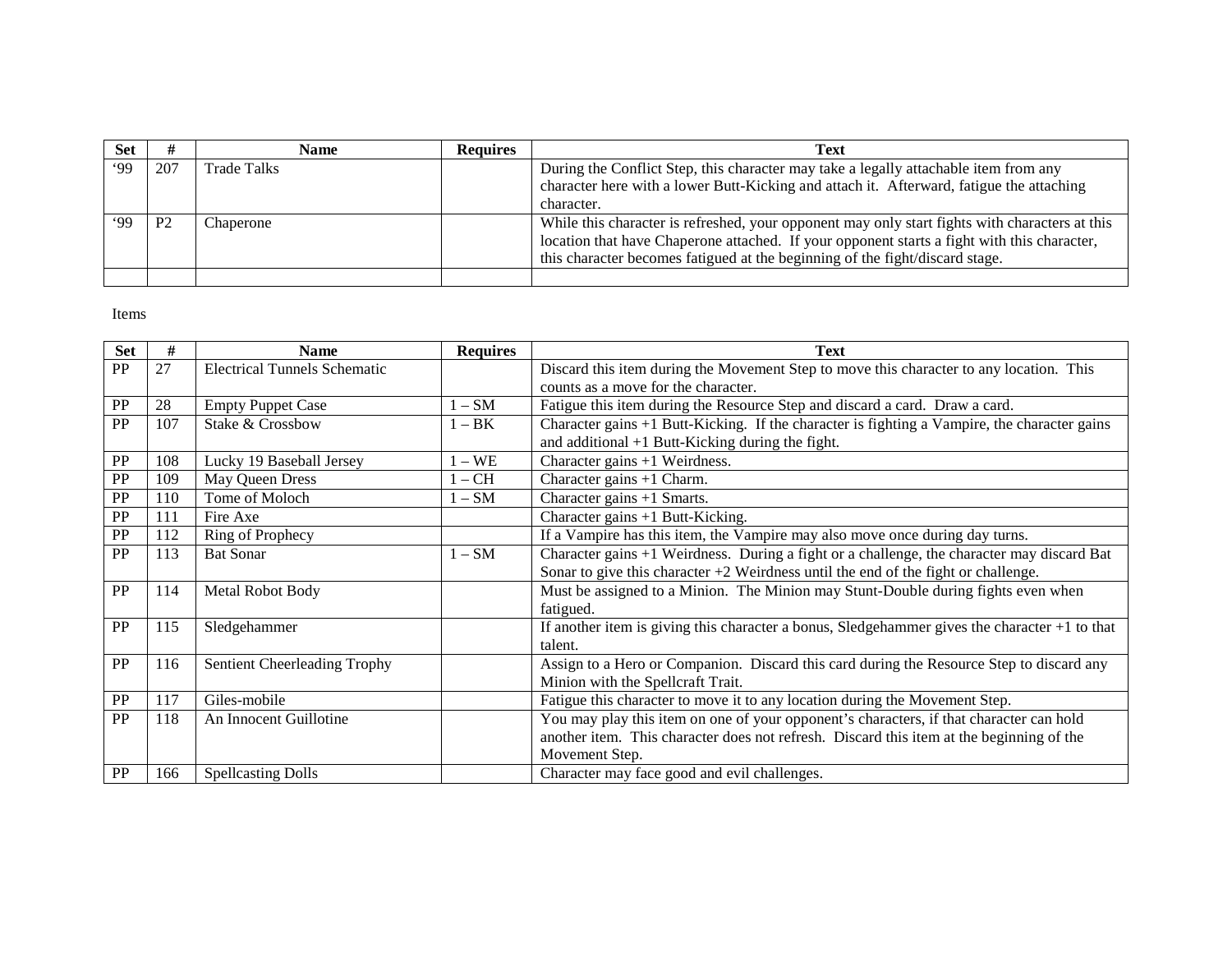| Set | # | Name | Requires | Text |
|---|---|---|---|---|
| '99 | 207 | Trade Talks | | During the Conflict Step, this character may take a legally attachable item from any character here with a lower Butt-Kicking and attach it. Afterward, fatigue the attaching character. |
| '99 | P2 | Chaperone | | While this character is refreshed, your opponent may only start fights with characters at this location that have Chaperone attached. If your opponent starts a fight with this character, this character becomes fatigued at the beginning of the fight/discard stage. |
| | | | | |

Items

| Set | # | Name | Requires | Text |
|---|---|---|---|---|
| PP | 27 | Electrical Tunnels Schematic | | Discard this item during the Movement Step to move this character to any location. This counts as a move for the character. |
| PP | 28 | Empty Puppet Case | 1 – SM | Fatigue this item during the Resource Step and discard a card. Draw a card. |
| PP | 107 | Stake & Crossbow | 1 – BK | Character gains +1 Butt-Kicking. If the character is fighting a Vampire, the character gains and additional +1 Butt-Kicking during the fight. |
| PP | 108 | Lucky 19 Baseball Jersey | 1 – WE | Character gains +1 Weirdness. |
| PP | 109 | May Queen Dress | 1 – CH | Character gains +1 Charm. |
| PP | 110 | Tome of Moloch | 1 – SM | Character gains +1 Smarts. |
| PP | 111 | Fire Axe | | Character gains +1 Butt-Kicking. |
| PP | 112 | Ring of Prophecy | | If a Vampire has this item, the Vampire may also move once during day turns. |
| PP | 113 | Bat Sonar | 1 – SM | Character gains +1 Weirdness. During a fight or a challenge, the character may discard Bat Sonar to give this character +2 Weirdness until the end of the fight or challenge. |
| PP | 114 | Metal Robot Body | | Must be assigned to a Minion. The Minion may Stunt-Double during fights even when fatigued. |
| PP | 115 | Sledgehammer | | If another item is giving this character a bonus, Sledgehammer gives the character +1 to that talent. |
| PP | 116 | Sentient Cheerleading Trophy | | Assign to a Hero or Companion. Discard this card during the Resource Step to discard any Minion with the Spellcraft Trait. |
| PP | 117 | Giles-mobile | | Fatigue this character to move it to any location during the Movement Step. |
| PP | 118 | An Innocent Guillotine | | You may play this item on one of your opponent's characters, if that character can hold another item. This character does not refresh. Discard this item at the beginning of the Movement Step. |
| PP | 166 | Spellcasting Dolls | | Character may face good and evil challenges. |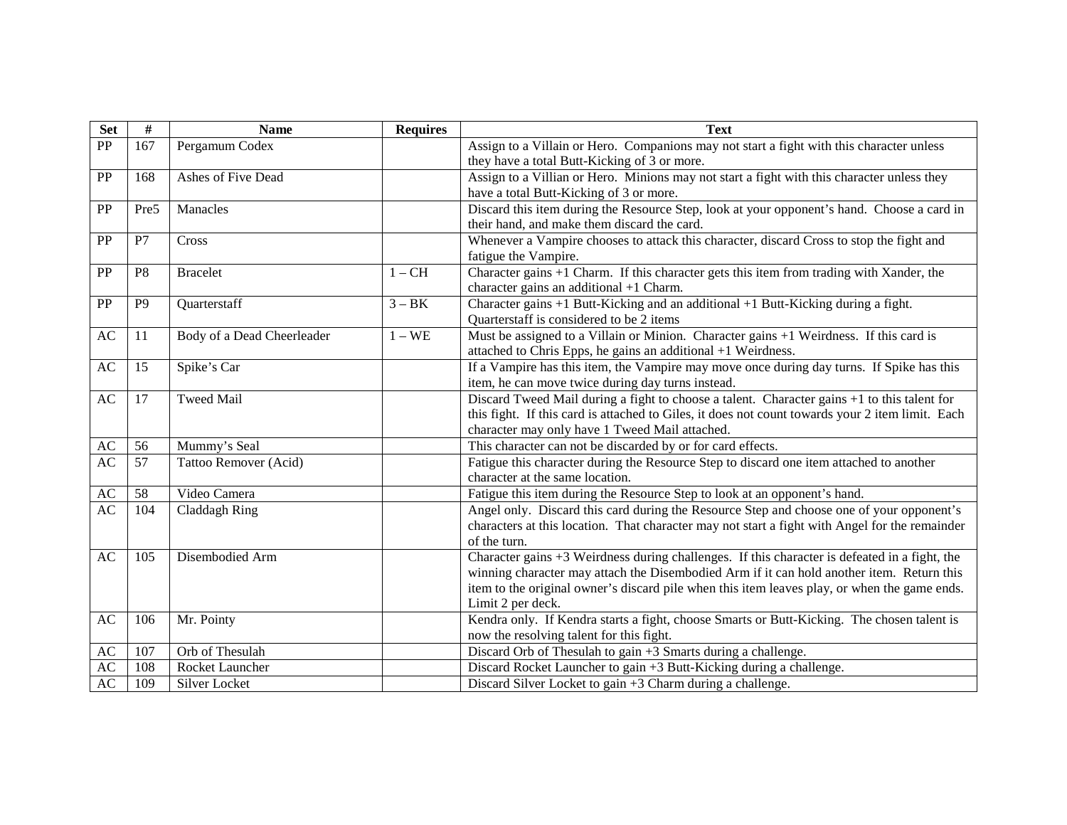| Set | # | Name | Requires | Text |
|---|---|---|---|---|
| PP | 167 | Pergamum Codex | | Assign to a Villain or Hero. Companions may not start a fight with this character unless they have a total Butt-Kicking of 3 or more. |
| PP | 168 | Ashes of Five Dead | | Assign to a Villian or Hero. Minions may not start a fight with this character unless they have a total Butt-Kicking of 3 or more. |
| PP | Pre5 | Manacles | | Discard this item during the Resource Step, look at your opponent's hand. Choose a card in their hand, and make them discard the card. |
| PP | P7 | Cross | | Whenever a Vampire chooses to attack this character, discard Cross to stop the fight and fatigue the Vampire. |
| PP | P8 | Bracelet | 1 – CH | Character gains +1 Charm. If this character gets this item from trading with Xander, the character gains an additional +1 Charm. |
| PP | P9 | Quarterstaff | 3 – BK | Character gains +1 Butt-Kicking and an additional +1 Butt-Kicking during a fight. Quarterstaff is considered to be 2 items |
| AC | 11 | Body of a Dead Cheerleader | 1 – WE | Must be assigned to a Villain or Minion. Character gains +1 Weirdness. If this card is attached to Chris Epps, he gains an additional +1 Weirdness. |
| AC | 15 | Spike's Car | | If a Vampire has this item, the Vampire may move once during day turns. If Spike has this item, he can move twice during day turns instead. |
| AC | 17 | Tweed Mail | | Discard Tweed Mail during a fight to choose a talent. Character gains +1 to this talent for this fight. If this card is attached to Giles, it does not count towards your 2 item limit. Each character may only have 1 Tweed Mail attached. |
| AC | 56 | Mummy's Seal | | This character can not be discarded by or for card effects. |
| AC | 57 | Tattoo Remover (Acid) | | Fatigue this character during the Resource Step to discard one item attached to another character at the same location. |
| AC | 58 | Video Camera | | Fatigue this item during the Resource Step to look at an opponent's hand. |
| AC | 104 | Claddagh Ring | | Angel only. Discard this card during the Resource Step and choose one of your opponent's characters at this location. That character may not start a fight with Angel for the remainder of the turn. |
| AC | 105 | Disembodied Arm | | Character gains +3 Weirdness during challenges. If this character is defeated in a fight, the winning character may attach the Disembodied Arm if it can hold another item. Return this item to the original owner's discard pile when this item leaves play, or when the game ends. Limit 2 per deck. |
| AC | 106 | Mr. Pointy | | Kendra only. If Kendra starts a fight, choose Smarts or Butt-Kicking. The chosen talent is now the resolving talent for this fight. |
| AC | 107 | Orb of Thesulah | | Discard Orb of Thesulah to gain +3 Smarts during a challenge. |
| AC | 108 | Rocket Launcher | | Discard Rocket Launcher to gain +3 Butt-Kicking during a challenge. |
| AC | 109 | Silver Locket | | Discard Silver Locket to gain +3 Charm during a challenge. |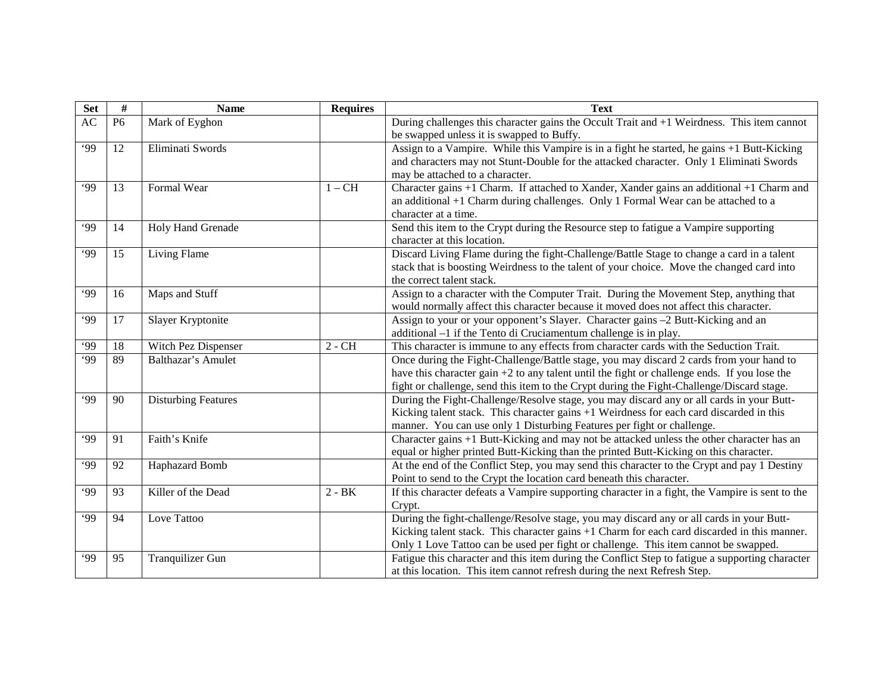| Set | # | Name | Requires | Text |
|---|---|---|---|---|
| AC | P6 | Mark of Eyghon | | During challenges this character gains the Occult Trait and +1 Weirdness. This item cannot be swapped unless it is swapped to Buffy. |
| '99 | 12 | Eliminati Swords | | Assign to a Vampire. While this Vampire is in a fight he started, he gains +1 Butt-Kicking and characters may not Stunt-Double for the attacked character. Only 1 Eliminati Swords may be attached to a character. |
| '99 | 13 | Formal Wear | 1 – CH | Character gains +1 Charm. If attached to Xander, Xander gains an additional +1 Charm and an additional +1 Charm during challenges. Only 1 Formal Wear can be attached to a character at a time. |
| '99 | 14 | Holy Hand Grenade | | Send this item to the Crypt during the Resource step to fatigue a Vampire supporting character at this location. |
| '99 | 15 | Living Flame | | Discard Living Flame during the fight-Challenge/Battle Stage to change a card in a talent stack that is boosting Weirdness to the talent of your choice. Move the changed card into the correct talent stack. |
| '99 | 16 | Maps and Stuff | | Assign to a character with the Computer Trait. During the Movement Step, anything that would normally affect this character because it moved does not affect this character. |
| '99 | 17 | Slayer Kryptonite | | Assign to your or your opponent's Slayer. Character gains –2 Butt-Kicking and an additional –1 if the Tento di Cruciamentum challenge is in play. |
| '99 | 18 | Witch Pez Dispenser | 2 - CH | This character is immune to any effects from character cards with the Seduction Trait. |
| '99 | 89 | Balthazar's Amulet | | Once during the Fight-Challenge/Battle stage, you may discard 2 cards from your hand to have this character gain +2 to any talent until the fight or challenge ends. If you lose the fight or challenge, send this item to the Crypt during the Fight-Challenge/Discard stage. |
| '99 | 90 | Disturbing Features | | During the Fight-Challenge/Resolve stage, you may discard any or all cards in your Butt-Kicking talent stack. This character gains +1 Weirdness for each card discarded in this manner. You can use only 1 Disturbing Features per fight or challenge. |
| '99 | 91 | Faith's Knife | | Character gains +1 Butt-Kicking and may not be attacked unless the other character has an equal or higher printed Butt-Kicking than the printed Butt-Kicking on this character. |
| '99 | 92 | Haphazard Bomb | | At the end of the Conflict Step, you may send this character to the Crypt and pay 1 Destiny Point to send to the Crypt the location card beneath this character. |
| '99 | 93 | Killer of the Dead | 2 - BK | If this character defeats a Vampire supporting character in a fight, the Vampire is sent to the Crypt. |
| '99 | 94 | Love Tattoo | | During the fight-challenge/Resolve stage, you may discard any or all cards in your Butt-Kicking talent stack. This character gains +1 Charm for each card discarded in this manner. Only 1 Love Tattoo can be used per fight or challenge. This item cannot be swapped. |
| '99 | 95 | Tranquilizer Gun | | Fatigue this character and this item during the Conflict Step to fatigue a supporting character at this location. This item cannot refresh during the next Refresh Step. |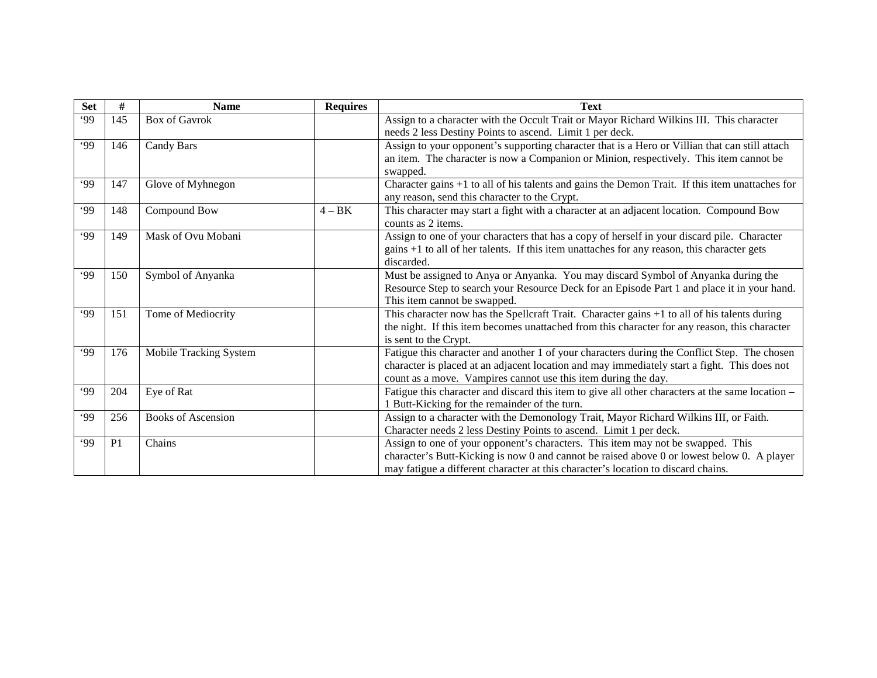| Set | # | Name | Requires | Text |
|---|---|---|---|---|
| '99 | 145 | Box of Gavrok | | Assign to a character with the Occult Trait or Mayor Richard Wilkins III. This character needs 2 less Destiny Points to ascend. Limit 1 per deck. |
| '99 | 146 | Candy Bars | | Assign to your opponent's supporting character that is a Hero or Villian that can still attach an item. The character is now a Companion or Minion, respectively. This item cannot be swapped. |
| '99 | 147 | Glove of Myhnegon | | Character gains +1 to all of his talents and gains the Demon Trait. If this item unattaches for any reason, send this character to the Crypt. |
| '99 | 148 | Compound Bow | 4 – BK | This character may start a fight with a character at an adjacent location. Compound Bow counts as 2 items. |
| '99 | 149 | Mask of Ovu Mobani | | Assign to one of your characters that has a copy of herself in your discard pile. Character gains +1 to all of her talents. If this item unattaches for any reason, this character gets discarded. |
| '99 | 150 | Symbol of Anyanka | | Must be assigned to Anya or Anyanka. You may discard Symbol of Anyanka during the Resource Step to search your Resource Deck for an Episode Part 1 and place it in your hand. This item cannot be swapped. |
| '99 | 151 | Tome of Mediocrity | | This character now has the Spellcraft Trait. Character gains +1 to all of his talents during the night. If this item becomes unattached from this character for any reason, this character is sent to the Crypt. |
| '99 | 176 | Mobile Tracking System | | Fatigue this character and another 1 of your characters during the Conflict Step. The chosen character is placed at an adjacent location and may immediately start a fight. This does not count as a move. Vampires cannot use this item during the day. |
| '99 | 204 | Eye of Rat | | Fatigue this character and discard this item to give all other characters at the same location – 1 Butt-Kicking for the remainder of the turn. |
| '99 | 256 | Books of Ascension | | Assign to a character with the Demonology Trait, Mayor Richard Wilkins III, or Faith. Character needs 2 less Destiny Points to ascend. Limit 1 per deck. |
| '99 | P1 | Chains | | Assign to one of your opponent's characters. This item may not be swapped. This character's Butt-Kicking is now 0 and cannot be raised above 0 or lowest below 0. A player may fatigue a different character at this character's location to discard chains. |